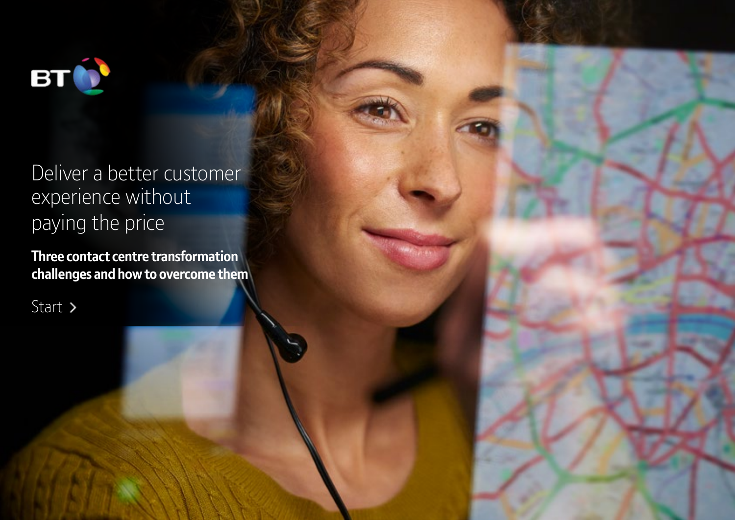BT

# Deliver a better customer experience without paying the price

**Three contact centre transformation challenges and how to overcome them**

Start >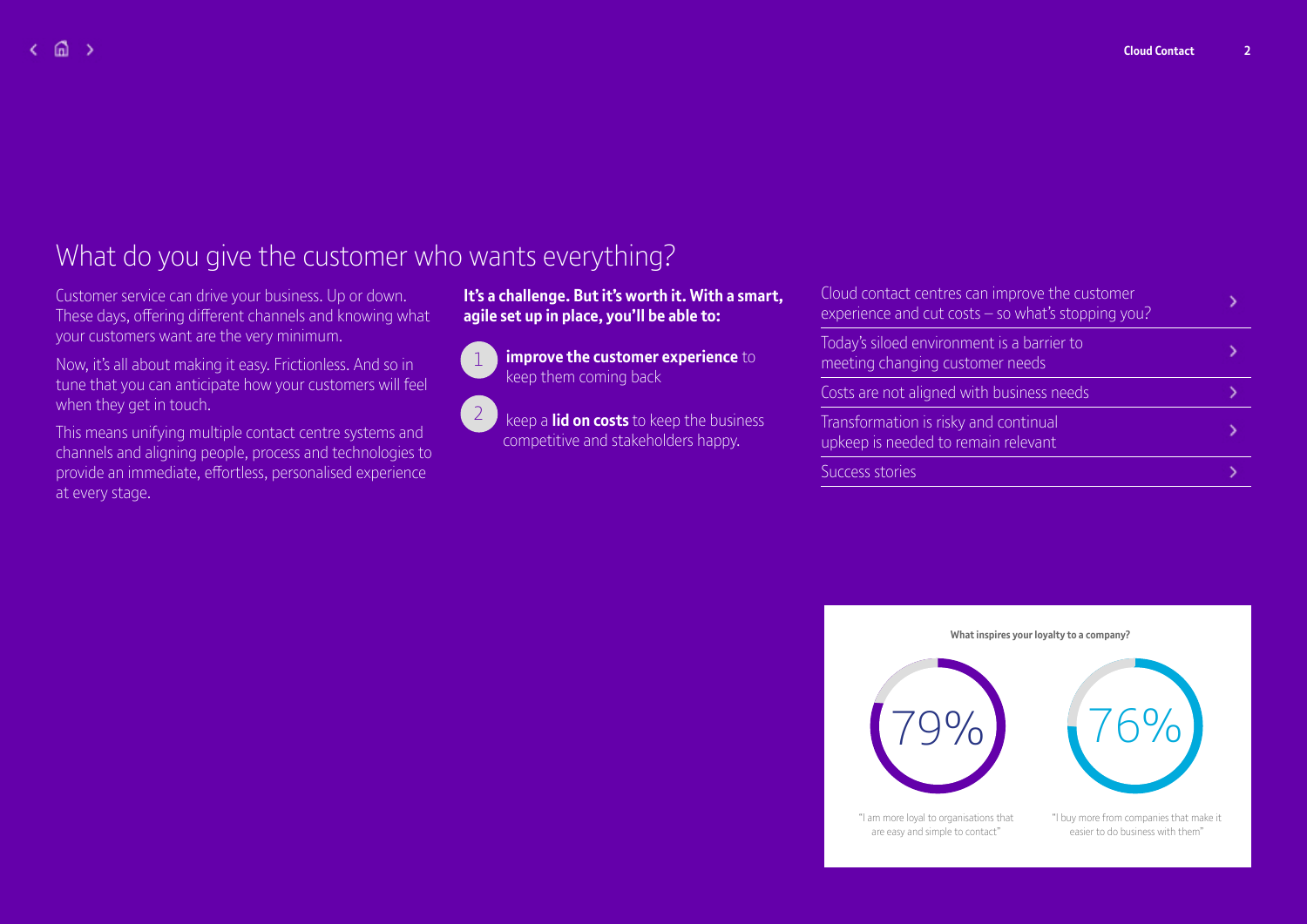# What do you give the customer who wants everything?

Customer service can drive your business. Up or down. These days, offering different channels and knowing what your customers want are the very minimum.

Now, it's all about making it easy. Frictionless. And so in tune that you can anticipate how your customers will feel when they get in touch.

This means unifying multiple contact centre systems and channels and aligning people, process and technologies to provide an immediate, effortless, personalised experience at every stage.

**It's a challenge. But it's worth it. With a smart, agile set up in place, you'll be able to:**

1. **improve the customer experience** to keep them coming back
2. keep a **lid on costs** to keep the business competitive and stakeholders happy.

- Cloud contact centres can improve the customer experience and cut costs – so what's stopping you?
- Today's siloed environment is a barrier to meeting changing customer needs
- Costs are not aligned with business needs
- Transformation is risky and continual upkeep is needed to remain relevant
- Success stories

**What inspires your loyalty to a company?**

79% – "I am more loyal to organisations that are easy and simple to contact"

76% – "I buy more from companies that make it easier to do business with them"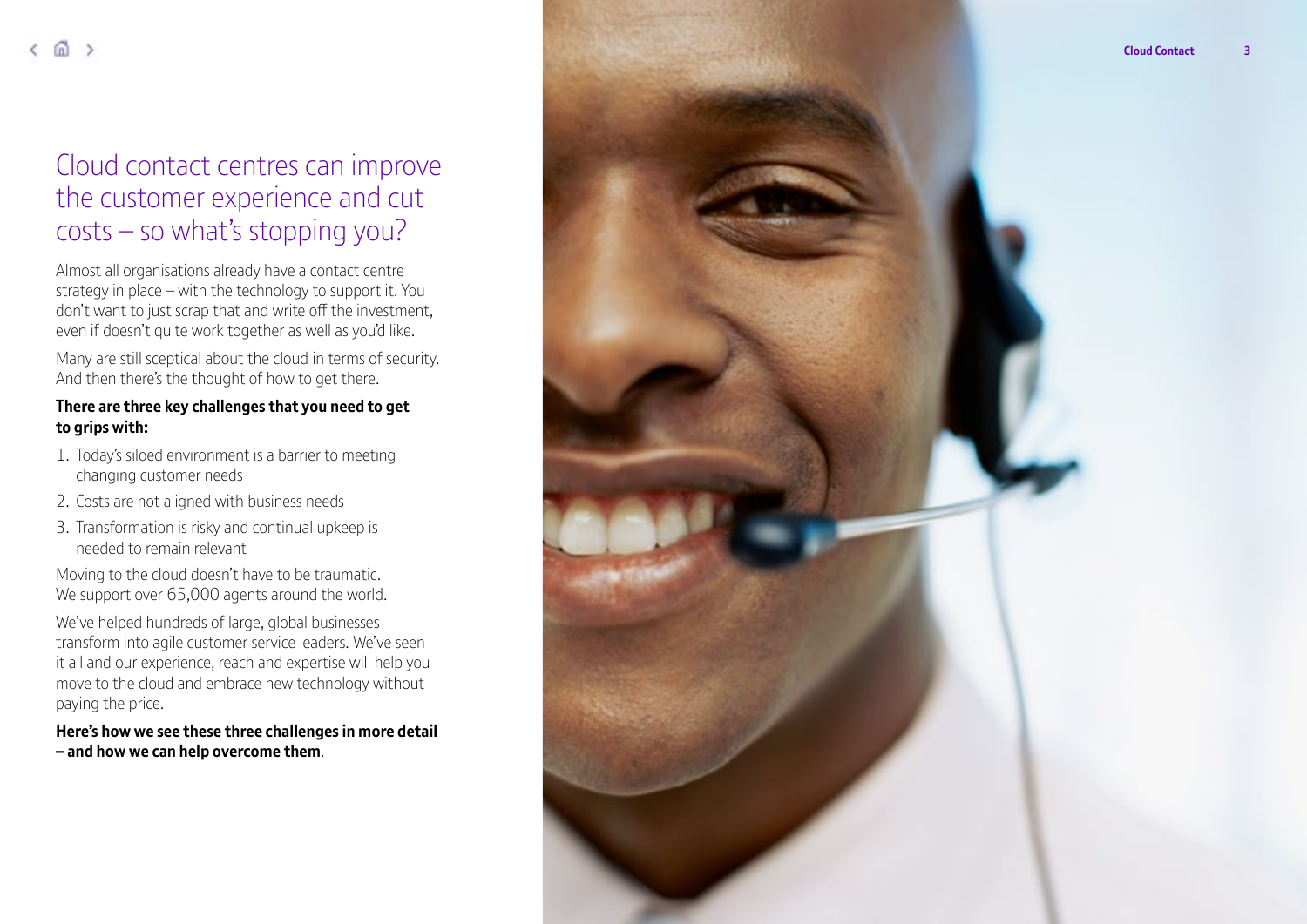# Cloud contact centres can improve the customer experience and cut costs – so what's stopping you?

Almost all organisations already have a contact centre strategy in place – with the technology to support it. You don't want to just scrap that and write off the investment, even if doesn't quite work together as well as you'd like.

Many are still sceptical about the cloud in terms of security. And then there's the thought of how to get there.

**There are three key challenges that you need to get to grips with:**

1. Today's siloed environment is a barrier to meeting changing customer needs
2. Costs are not aligned with business needs
3. Transformation is risky and continual upkeep is needed to remain relevant

Moving to the cloud doesn't have to be traumatic. We support over 65,000 agents around the world.

We've helped hundreds of large, global businesses transform into agile customer service leaders. We've seen it all and our experience, reach and expertise will help you move to the cloud and embrace new technology without paying the price.

**Here's how we see these three challenges in more detail – and how we can help overcome them**.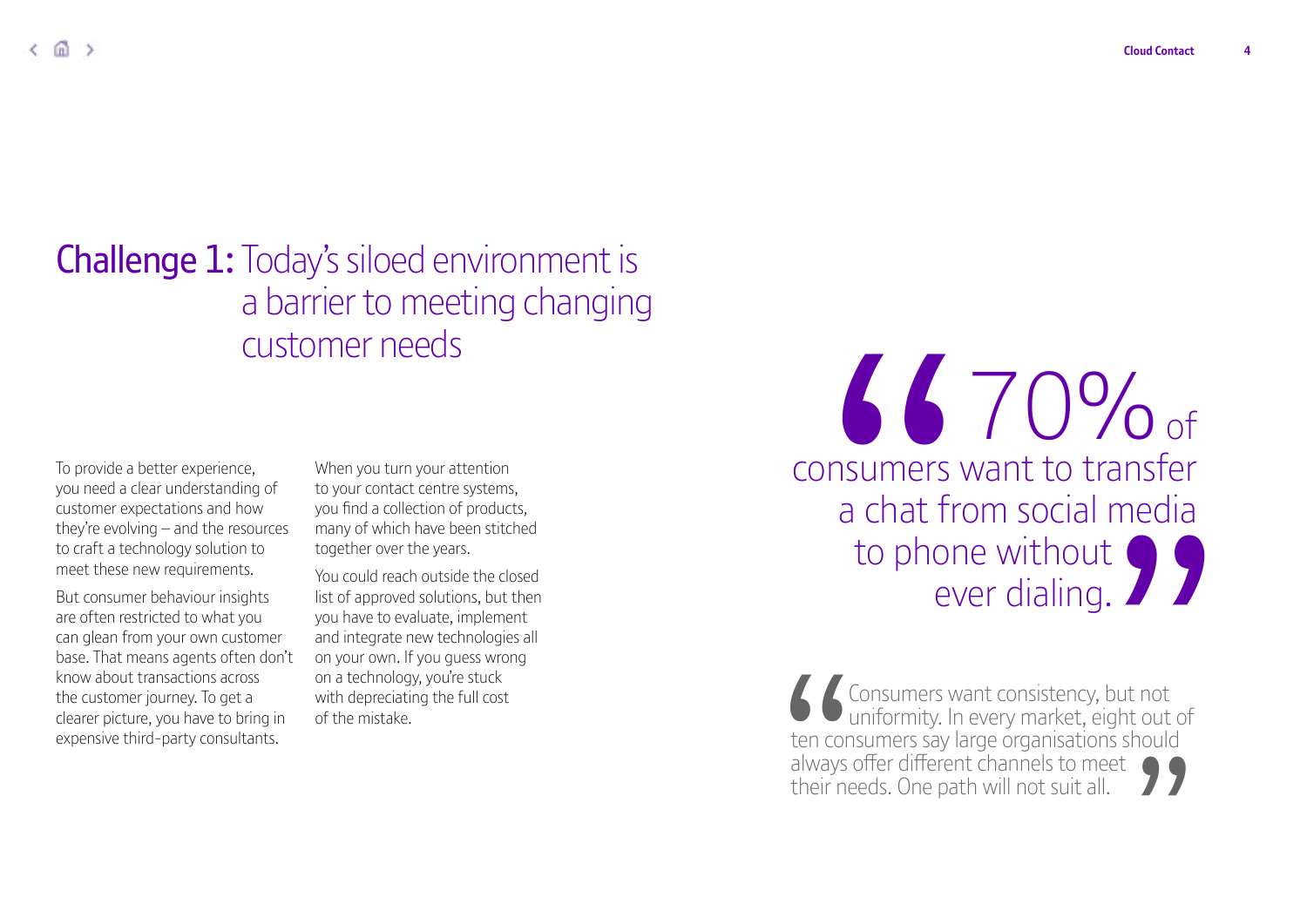## **Challenge 1:** Today's siloed environment is a barrier to meeting changing customer needs

To provide a better experience, you need a clear understanding of customer expectations and how they're evolving – and the resources to craft a technology solution to meet these new requirements.

But consumer behaviour insights are often restricted to what you can glean from your own customer base. That means agents often don't know about transactions across the customer journey. To get a clearer picture, you have to bring in expensive third-party consultants.

When you turn your attention to your contact centre systems, you find a collection of products, many of which have been stitched together over the years.

You could reach outside the closed list of approved solutions, but then you have to evaluate, implement and integrate new technologies all on your own. If you guess wrong on a technology, you're stuck with depreciating the full cost of the mistake.

> 70% of consumers want to transfer a chat from social media to phone without ever dialing.

> Consumers want consistency, but not uniformity. In every market, eight out of ten consumers say large organisations should always offer different channels to meet their needs. One path will not suit all.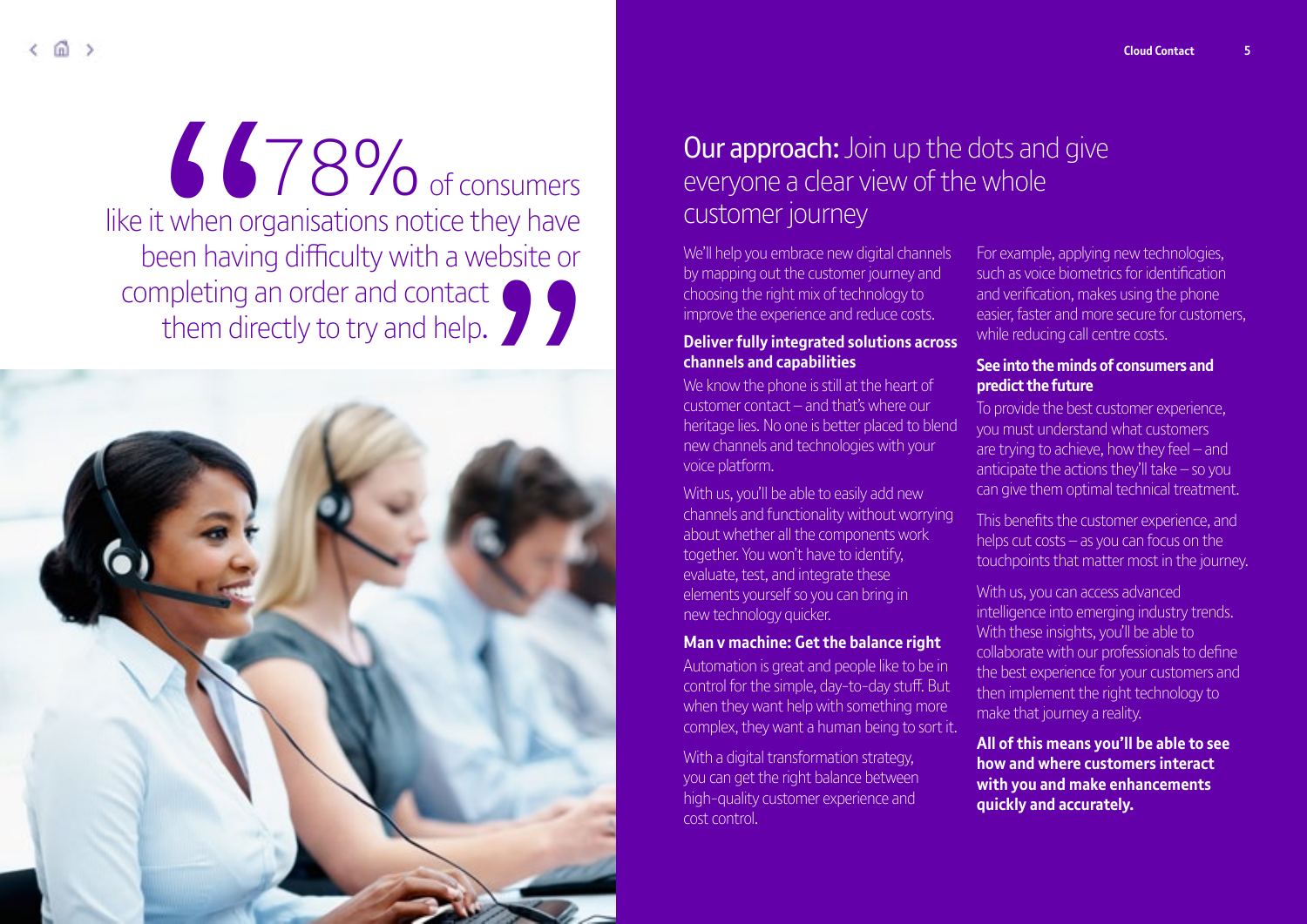> "78% of consumers like it when organisations notice they have been having difficulty with a website or completing an order and contact them directly to try and help."

## **Our approach:** Join up the dots and give everyone a clear view of the whole customer journey

We'll help you embrace new digital channels by mapping out the customer journey and choosing the right mix of technology to improve the experience and reduce costs.

### Deliver fully integrated solutions across channels and capabilities

We know the phone is still at the heart of customer contact – and that's where our heritage lies. No one is better placed to blend new channels and technologies with your voice platform.

With us, you'll be able to easily add new channels and functionality without worrying about whether all the components work together. You won't have to identify, evaluate, test, and integrate these elements yourself so you can bring in new technology quicker.

### Man v machine: Get the balance right

Automation is great and people like to be in control for the simple, day-to-day stuff. But when they want help with something more complex, they want a human being to sort it.

With a digital transformation strategy, you can get the right balance between high-quality customer experience and cost control.

For example, applying new technologies, such as voice biometrics for identification and verification, makes using the phone easier, faster and more secure for customers, while reducing call centre costs.

### See into the minds of consumers and predict the future

To provide the best customer experience, you must understand what customers are trying to achieve, how they feel – and anticipate the actions they'll take – so you can give them optimal technical treatment.

This benefits the customer experience, and helps cut costs – as you can focus on the touchpoints that matter most in the journey.

With us, you can access advanced intelligence into emerging industry trends. With these insights, you'll be able to collaborate with our professionals to define the best experience for your customers and then implement the right technology to make that journey a reality.

**All of this means you'll be able to see how and where customers interact with you and make enhancements quickly and accurately.**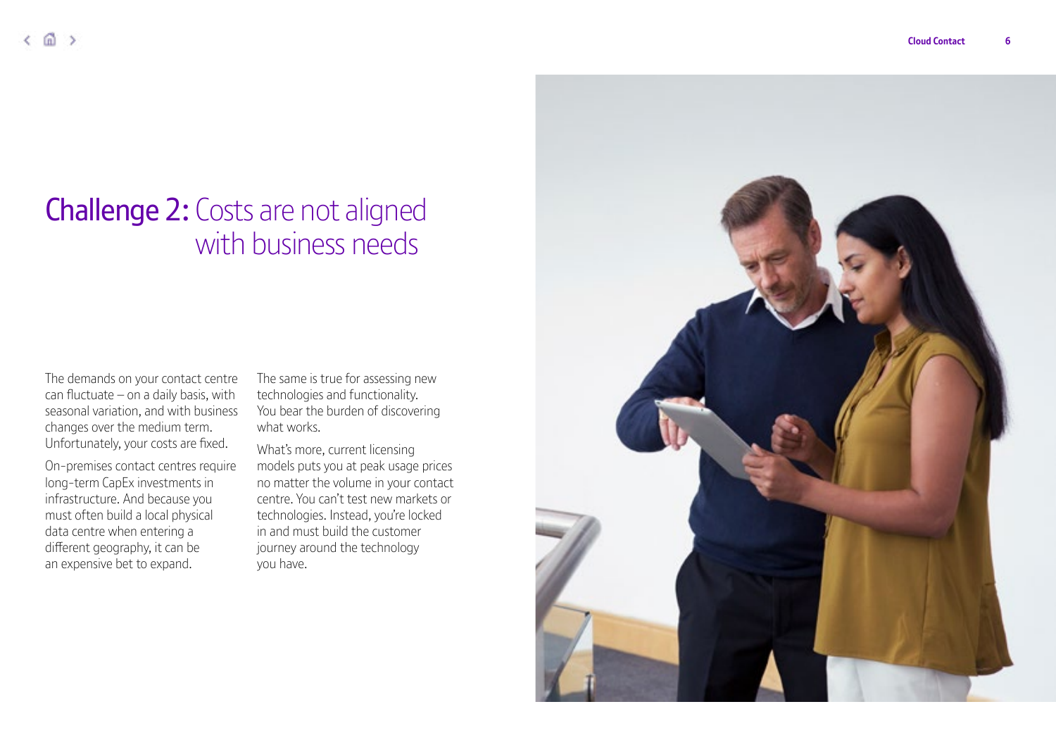# Challenge 2: Costs are not aligned with business needs

The demands on your contact centre can fluctuate – on a daily basis, with seasonal variation, and with business changes over the medium term. Unfortunately, your costs are fixed.

On-premises contact centres require long-term CapEx investments in infrastructure. And because you must often build a local physical data centre when entering a different geography, it can be an expensive bet to expand.

The same is true for assessing new technologies and functionality. You bear the burden of discovering what works.

What's more, current licensing models puts you at peak usage prices no matter the volume in your contact centre. You can't test new markets or technologies. Instead, you're locked in and must build the customer journey around the technology you have.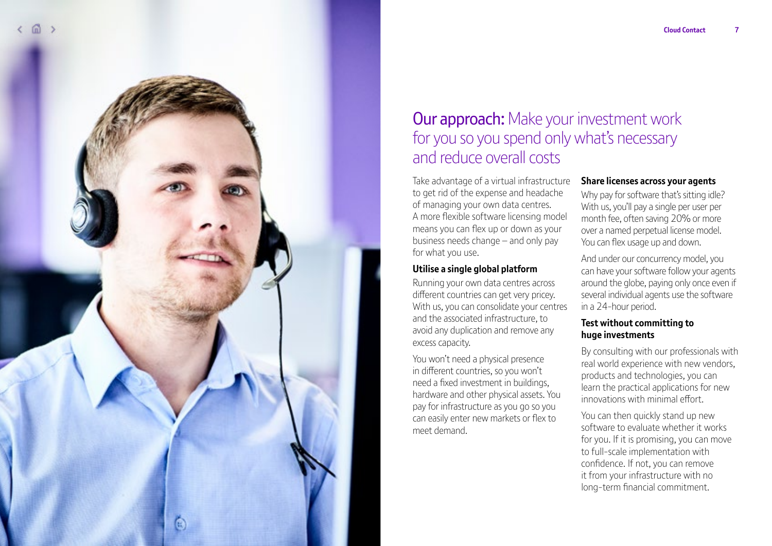# **Our approach:** Make your investment work for you so you spend only what's necessary and reduce overall costs

Take advantage of a virtual infrastructure to get rid of the expense and headache of managing your own data centres. A more flexible software licensing model means you can flex up or down as your business needs change – and only pay for what you use.

### Utilise a single global platform

Running your own data centres across different countries can get very pricey. With us, you can consolidate your centres and the associated infrastructure, to avoid any duplication and remove any excess capacity.

You won't need a physical presence in different countries, so you won't need a fixed investment in buildings, hardware and other physical assets. You pay for infrastructure as you go so you can easily enter new markets or flex to meet demand.

### Share licenses across your agents

Why pay for software that's sitting idle? With us, you'll pay a single per user per month fee, often saving 20% or more over a named perpetual license model. You can flex usage up and down.

And under our concurrency model, you can have your software follow your agents around the globe, paying only once even if several individual agents use the software in a 24-hour period.

### Test without committing to huge investments

By consulting with our professionals with real world experience with new vendors, products and technologies, you can learn the practical applications for new innovations with minimal effort.

You can then quickly stand up new software to evaluate whether it works for you. If it is promising, you can move to full-scale implementation with confidence. If not, you can remove it from your infrastructure with no long-term financial commitment.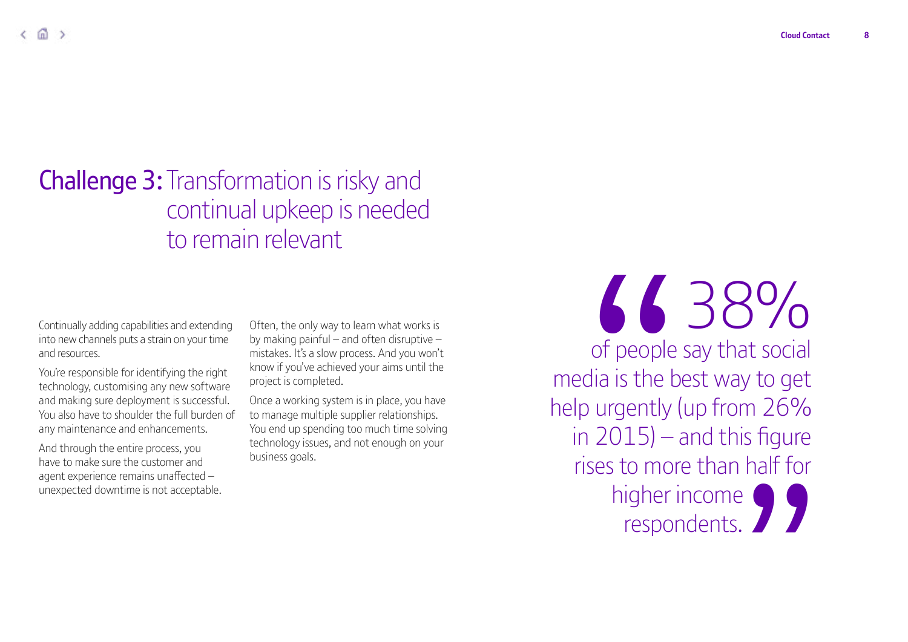## Challenge 3: Transformation is risky and continual upkeep is needed to remain relevant

Continually adding capabilities and extending into new channels puts a strain on your time and resources.

You're responsible for identifying the right technology, customising any new software and making sure deployment is successful. You also have to shoulder the full burden of any maintenance and enhancements.

And through the entire process, you have to make sure the customer and agent experience remains unaffected – unexpected downtime is not acceptable.

Often, the only way to learn what works is by making painful – and often disruptive – mistakes. It's a slow process. And you won't know if you've achieved your aims until the project is completed.

Once a working system is in place, you have to manage multiple supplier relationships. You end up spending too much time solving technology issues, and not enough on your business goals.

> 38% of people say that social media is the best way to get help urgently (up from 26% in 2015) – and this figure rises to more than half for higher income respondents.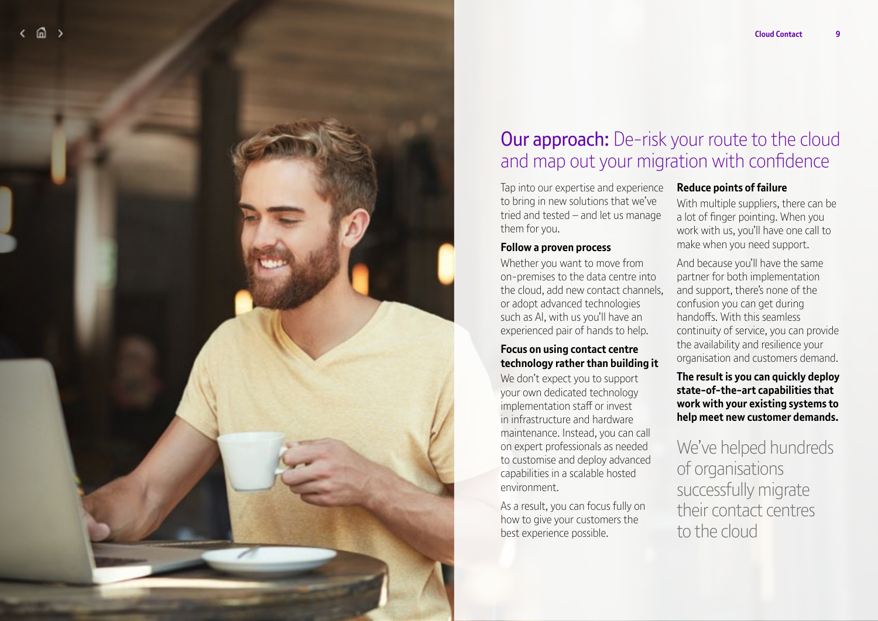# **Our approach:** De-risk your route to the cloud and map out your migration with confidence

Tap into our expertise and experience to bring in new solutions that we've tried and tested – and let us manage them for you.

### Follow a proven process

Whether you want to move from on-premises to the data centre into the cloud, add new contact channels, or adopt advanced technologies such as AI, with us you'll have an experienced pair of hands to help.

### Focus on using contact centre technology rather than building it

We don't expect you to support your own dedicated technology implementation staff or invest in infrastructure and hardware maintenance. Instead, you can call on expert professionals as needed to customise and deploy advanced capabilities in a scalable hosted environment.

As a result, you can focus fully on how to give your customers the best experience possible.

### Reduce points of failure

With multiple suppliers, there can be a lot of finger pointing. When you work with us, you'll have one call to make when you need support.

And because you'll have the same partner for both implementation and support, there's none of the confusion you can get during handoffs. With this seamless continuity of service, you can provide the availability and resilience your organisation and customers demand.

**The result is you can quickly deploy state-of-the-art capabilities that work with your existing systems to help meet new customer demands.**

We've helped hundreds of organisations successfully migrate their contact centres to the cloud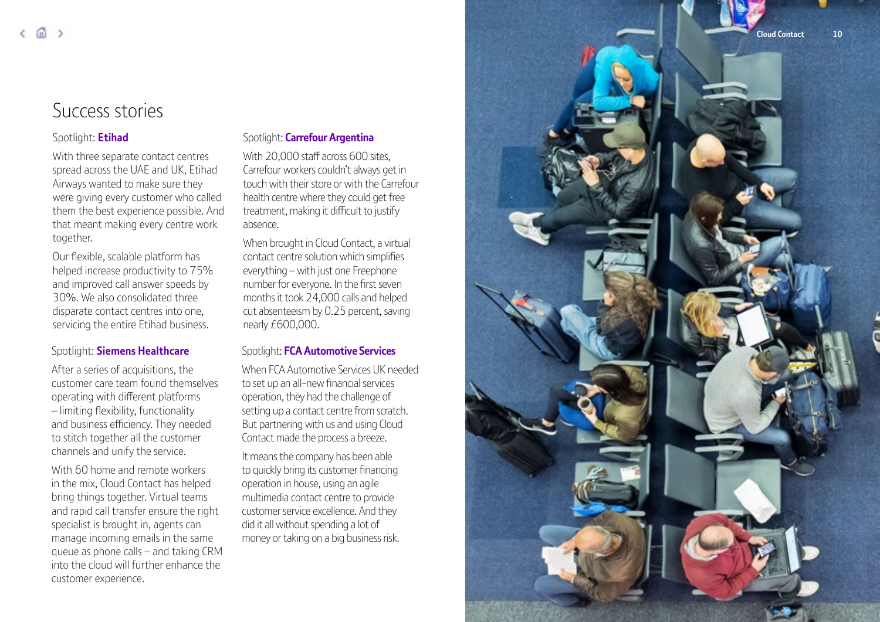# Success stories

## Spotlight: **Etihad**

With three separate contact centres spread across the UAE and UK, Etihad Airways wanted to make sure they were giving every customer who called them the best experience possible. And that meant making every centre work together.

Our flexible, scalable platform has helped increase productivity to 75% and improved call answer speeds by 30%. We also consolidated three disparate contact centres into one, servicing the entire Etihad business.

## Spotlight: **Siemens Healthcare**

After a series of acquisitions, the customer care team found themselves operating with different platforms – limiting flexibility, functionality and business efficiency. They needed to stitch together all the customer channels and unify the service.

With 60 home and remote workers in the mix, Cloud Contact has helped bring things together. Virtual teams and rapid call transfer ensure the right specialist is brought in, agents can manage incoming emails in the same queue as phone calls – and taking CRM into the cloud will further enhance the customer experience.

## Spotlight: **Carrefour Argentina**

With 20,000 staff across 600 sites, Carrefour workers couldn't always get in touch with their store or with the Carrefour health centre where they could get free treatment, making it difficult to justify absence.

When brought in Cloud Contact, a virtual contact centre solution which simplifies everything – with just one Freephone number for everyone. In the first seven months it took 24,000 calls and helped cut absenteeism by 0.25 percent, saving nearly £600,000.

## Spotlight: **FCA Automotive Services**

When FCA Automotive Services UK needed to set up an all-new financial services operation, they had the challenge of setting up a contact centre from scratch. But partnering with us and using Cloud Contact made the process a breeze.

It means the company has been able to quickly bring its customer financing operation in house, using an agile multimedia contact centre to provide customer service excellence. And they did it all without spending a lot of money or taking on a big business risk.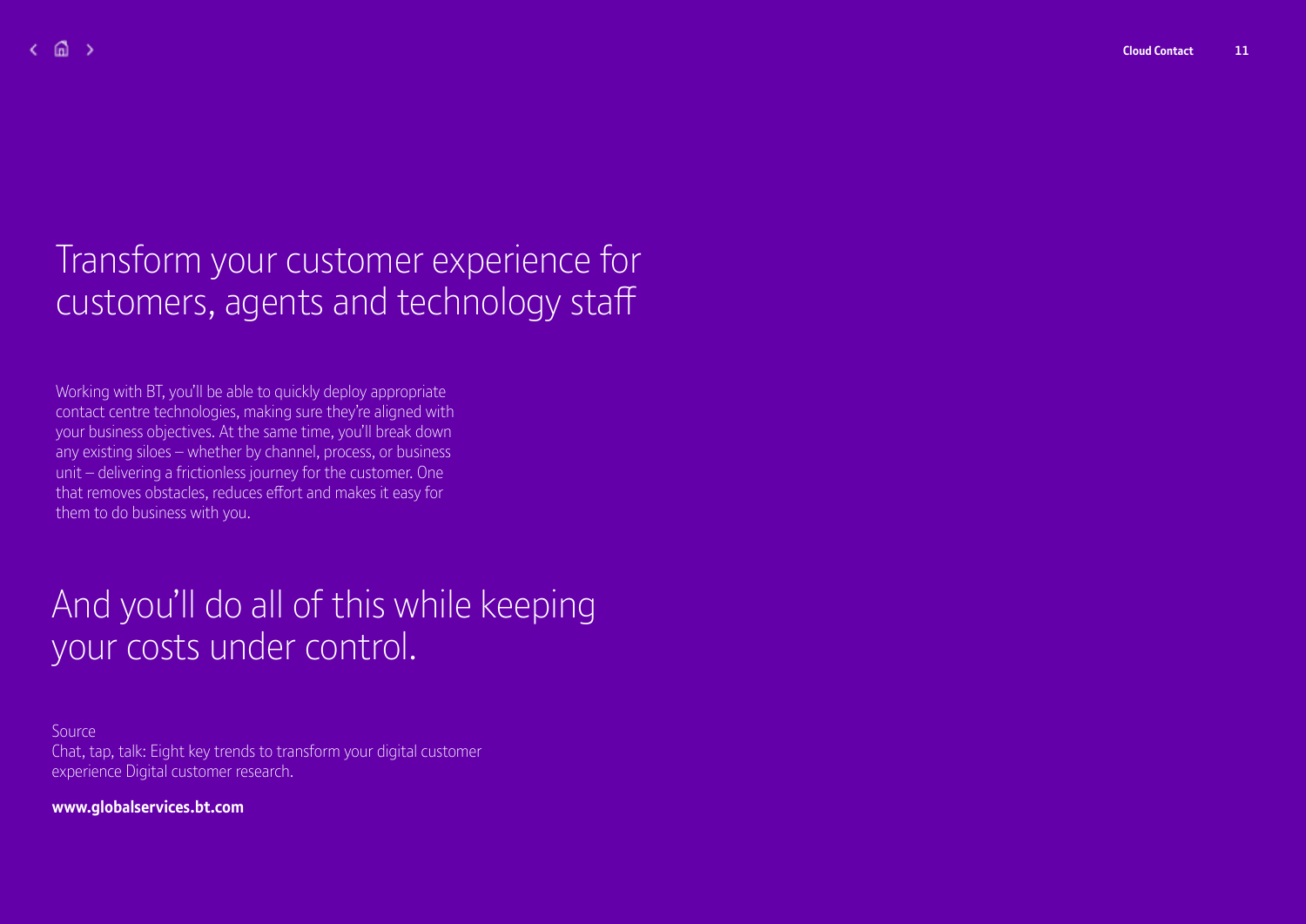# Transform your customer experience for customers, agents and technology staff

Working with BT, you'll be able to quickly deploy appropriate contact centre technologies, making sure they're aligned with your business objectives. At the same time, you'll break down any existing siloes – whether by channel, process, or business unit – delivering a frictionless journey for the customer. One that removes obstacles, reduces effort and makes it easy for them to do business with you.

## And you'll do all of this while keeping your costs under control.

Source
Chat, tap, talk: Eight key trends to transform your digital customer experience Digital customer research.

**www.globalservices.bt.com**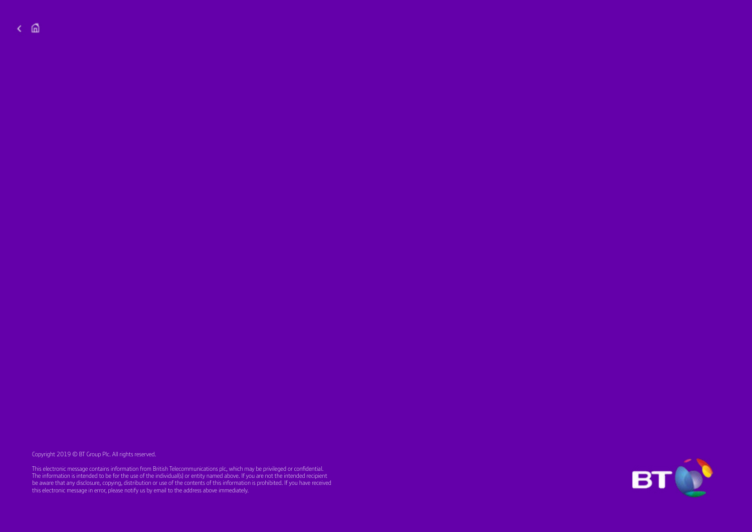Copyright 2019 © BT Group Plc. All rights reserved.

This electronic message contains information from British Telecommunications plc, which may be privileged or confidential. The information is intended to be for the use of the individual(s) or entity named above. If you are not the intended recipient be aware that any disclosure, copying, distribution or use of the contents of this information is prohibited. If you have received this electronic message in error, please notify us by email to the address above immediately.